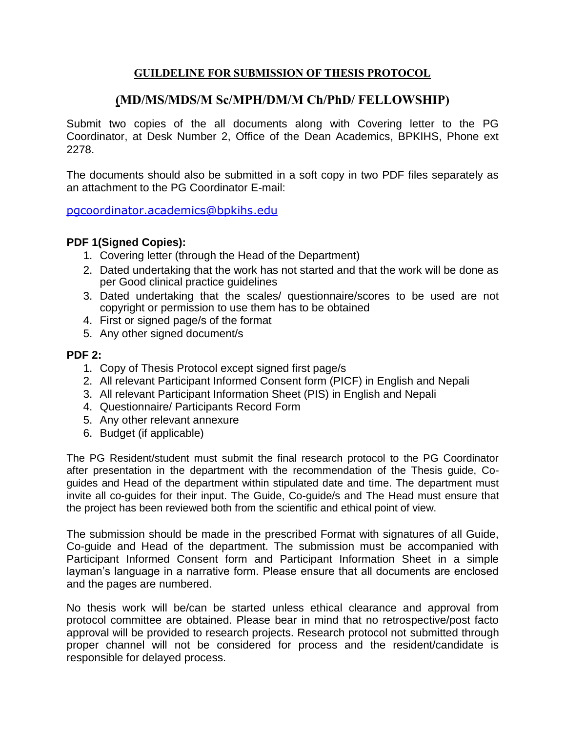# GUILDELINE FOR SUBMISSION OF THESIS PROTOCOL

## (MD/MS/MDS/M Sc/MPH/DM/M Ch/PhD/ FELLOWSHIP)

Submit two copies of the all documents along with Covering letter to the PG Coordinator, at Desk Number 2, Office of the Dean Academics, BPKIHS, Phone ext 2278.

The documents should also be submitted in a soft copy in two PDF files separately as an attachment to the PG Coordinator E-mail:

pgcoordinator.academics@bpkihs.edu

**PDF 1(Signed Copies):**

1. Covering letter (through the Head of the Department)
2. Dated undertaking that the work has not started and that the work will be done as per Good clinical practice guidelines
3. Dated undertaking that the scales/ questionnaire/scores to be used are not copyright or permission to use them has to be obtained
4. First or signed page/s of the format
5. Any other signed document/s

**PDF 2:**

1. Copy of Thesis Protocol except signed first page/s
2. All relevant Participant Informed Consent form (PICF) in English and Nepali
3. All relevant Participant Information Sheet (PIS) in English and Nepali
4. Questionnaire/ Participants Record Form
5. Any other relevant annexure
6. Budget (if applicable)

The PG Resident/student must submit the final research protocol to the PG Coordinator after presentation in the department with the recommendation of the Thesis guide, Co-guides and Head of the department within stipulated date and time. The department must invite all co-guides for their input. The Guide, Co-guide/s and The Head must ensure that the project has been reviewed both from the scientific and ethical point of view.

The submission should be made in the prescribed Format with signatures of all Guide, Co-guide and Head of the department. The submission must be accompanied with Participant Informed Consent form and Participant Information Sheet in a simple layman's language in a narrative form. Please ensure that all documents are enclosed and the pages are numbered.

No thesis work will be/can be started unless ethical clearance and approval from protocol committee are obtained. Please bear in mind that no retrospective/post facto approval will be provided to research projects. Research protocol not submitted through proper channel will not be considered for process and the resident/candidate is responsible for delayed process.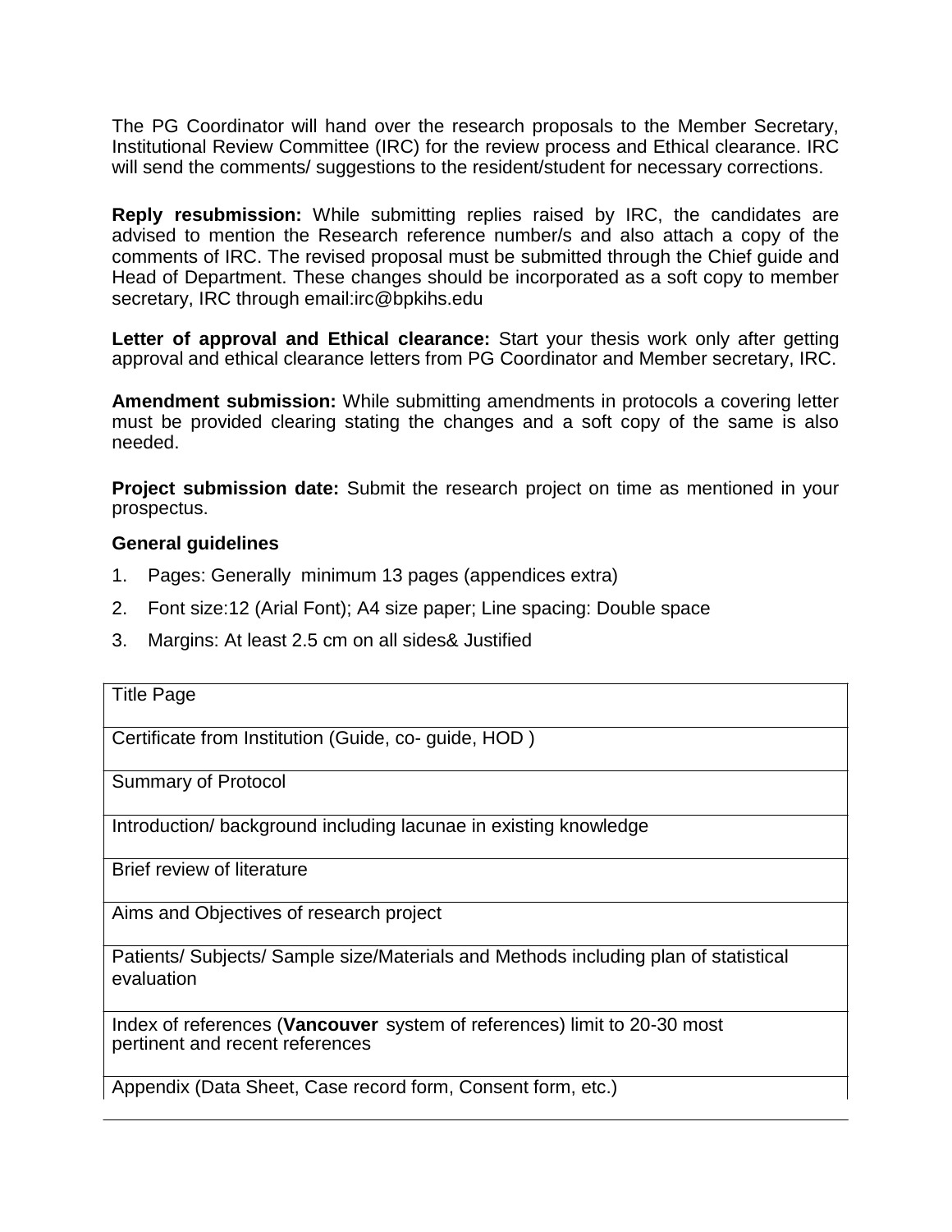The PG Coordinator will hand over the research proposals to the Member Secretary, Institutional Review Committee (IRC) for the review process and Ethical clearance. IRC will send the comments/ suggestions to the resident/student for necessary corrections.

**Reply resubmission:** While submitting replies raised by IRC, the candidates are advised to mention the Research reference number/s and also attach a copy of the comments of IRC. The revised proposal must be submitted through the Chief guide and Head of Department. These changes should be incorporated as a soft copy to member secretary, IRC through email:irc@bpkihs.edu

**Letter of approval and Ethical clearance:** Start your thesis work only after getting approval and ethical clearance letters from PG Coordinator and Member secretary, IRC.

**Amendment submission:** While submitting amendments in protocols a covering letter must be provided clearing stating the changes and a soft copy of the same is also needed.

**Project submission date:** Submit the research project on time as mentioned in your prospectus.

**General guidelines**

1. Pages: Generally minimum 13 pages (appendices extra)
2. Font size:12 (Arial Font); A4 size paper; Line spacing: Double space
3. Margins: At least 2.5 cm on all sides& Justified

| Title Page |
|---|
| Certificate from Institution (Guide, co- guide, HOD ) |
| Summary of Protocol |
| Introduction/ background including lacunae in existing knowledge |
| Brief review of literature |
| Aims and Objectives of research project |
| Patients/ Subjects/ Sample size/Materials and Methods including plan of statistical evaluation |
| Index of references (**Vancouver** system of references) limit to 20-30 most pertinent and recent references |
| Appendix (Data Sheet, Case record form, Consent form, etc.) |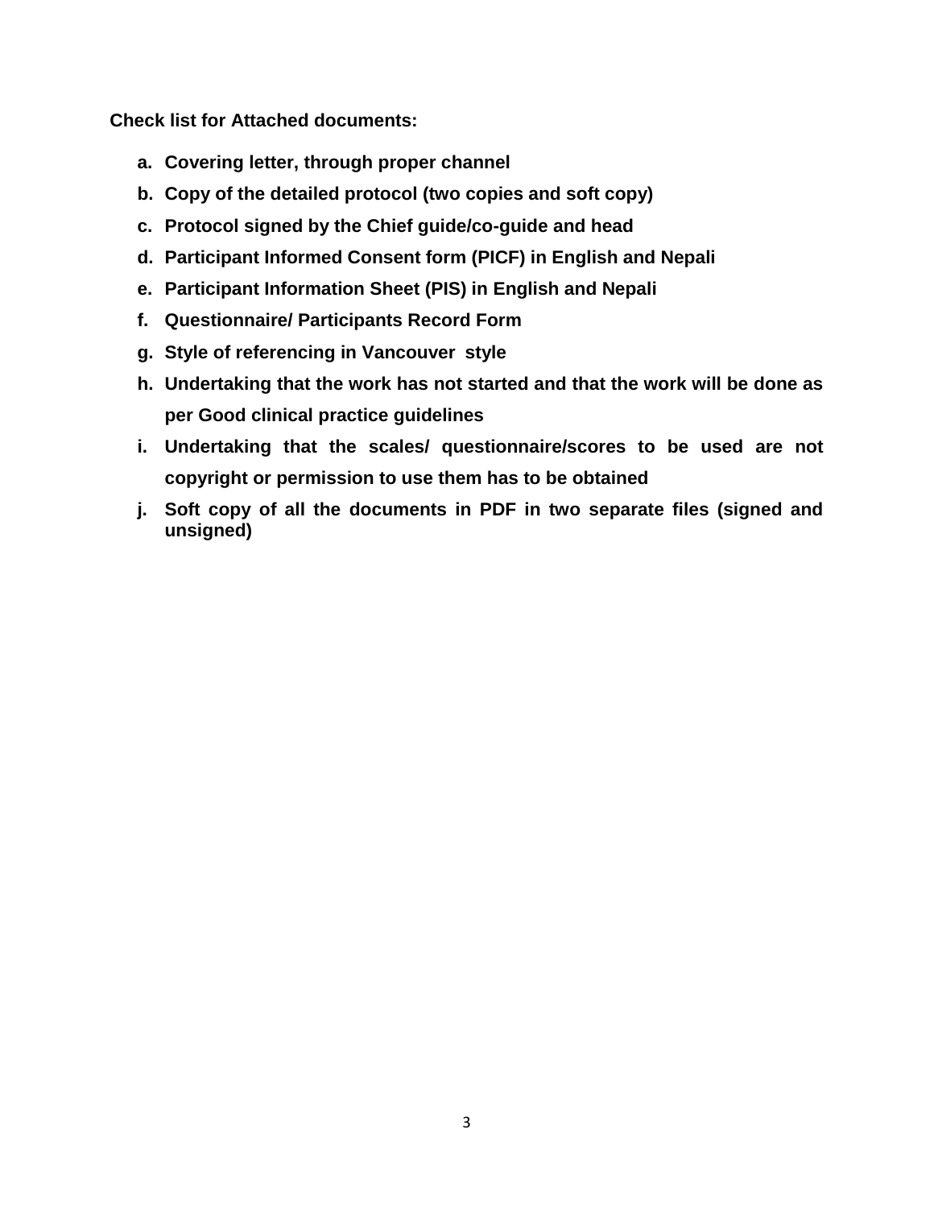**Check list for Attached documents:**

a. **Covering letter, through proper channel**
b. **Copy of the detailed protocol (two copies and soft copy)**
c. **Protocol signed by the Chief guide/co-guide and head**
d. **Participant Informed Consent form (PICF) in English and Nepali**
e. **Participant Information Sheet (PIS) in English and Nepali**
f. **Questionnaire/ Participants Record Form**
g. **Style of referencing in Vancouver style**
h. **Undertaking that the work has not started and that the work will be done as per Good clinical practice guidelines**
i. **Undertaking that the scales/ questionnaire/scores to be used are not copyright or permission to use them has to be obtained**
j. **Soft copy of all the documents in PDF in two separate files (signed and unsigned)**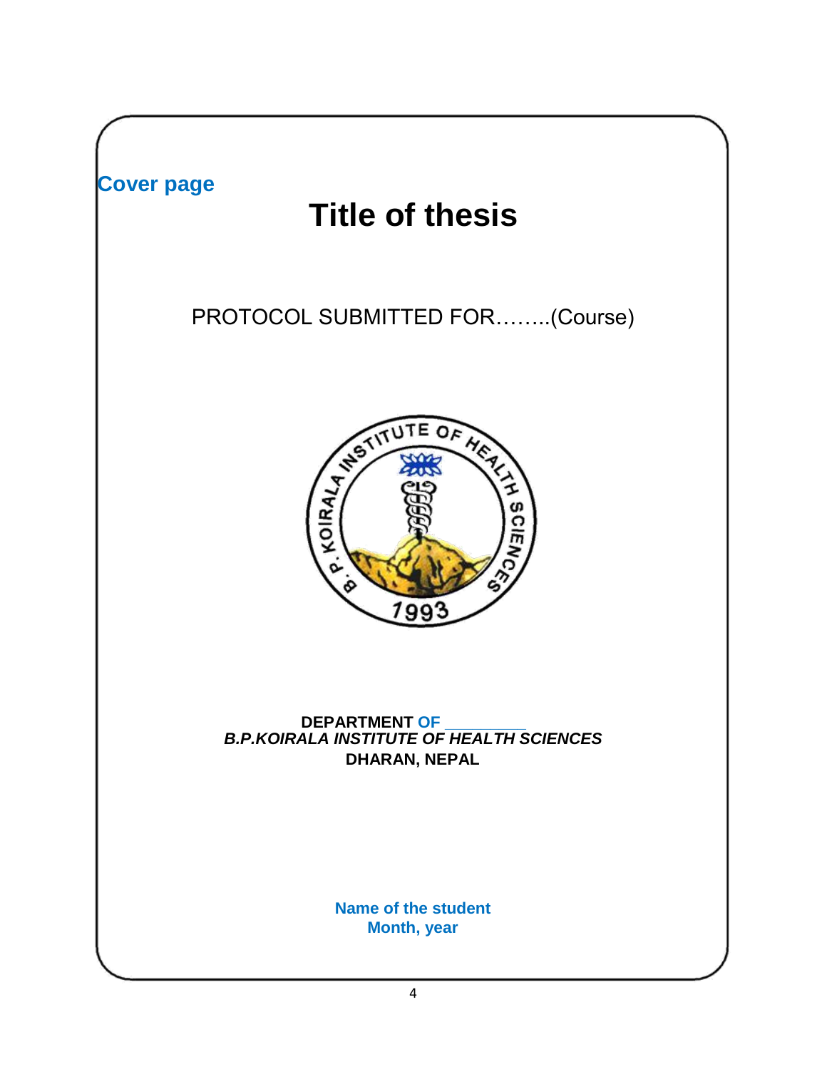**Cover page**

# Title of thesis

PROTOCOL SUBMITTED FOR……..(Course)

**DEPARTMENT OF \_\_\_\_\_\_\_\_\_**
***B.P.KOIRALA INSTITUTE OF HEALTH SCIENCES***
**DHARAN, NEPAL**

**Name of the student**
**Month, year**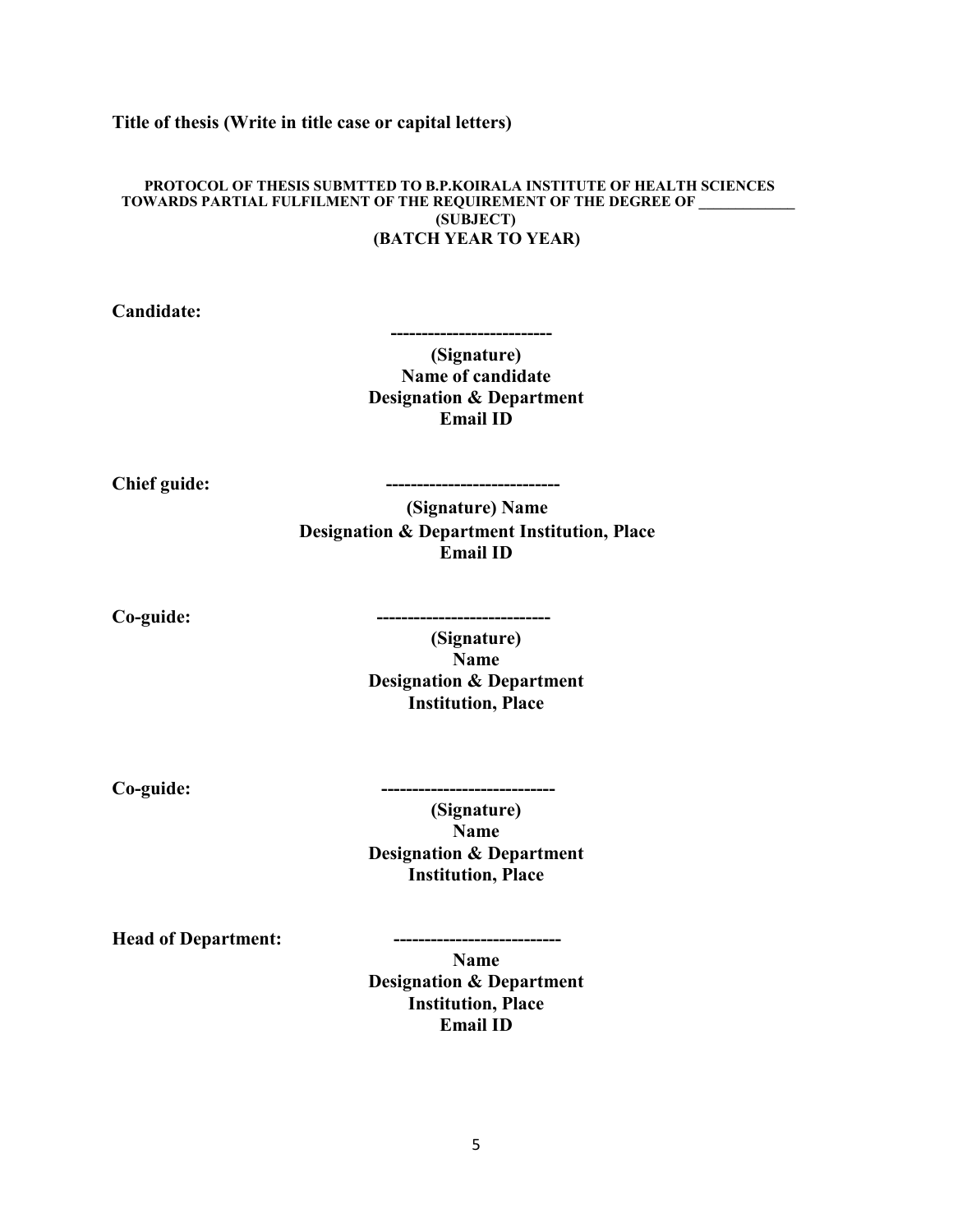**Title of thesis (Write in title case or capital letters)**

**PROTOCOL OF THESIS SUBMTTED TO B.P.KOIRALA INSTITUTE OF HEALTH SCIENCES TOWARDS PARTIAL FULFILMENT OF THE REQUIREMENT OF THE DEGREE OF ____________ (SUBJECT)**
**(BATCH YEAR TO YEAR)**

**Candidate:**

**-------------------------**
**(Signature)**
**Name of candidate**
**Designation & Department**
**Email ID**

**Chief guide:** **---------------------------**
**(Signature) Name**
**Designation & Department Institution, Place**
**Email ID**

**Co-guide:** **---------------------------**
**(Signature)**
**Name**
**Designation & Department**
**Institution, Place**

**Co-guide:** **---------------------------**
**(Signature)**
**Name**
**Designation & Department**
**Institution, Place**

**Head of Department:** **--------------------------**
**Name**
**Designation & Department**
**Institution, Place**
**Email ID**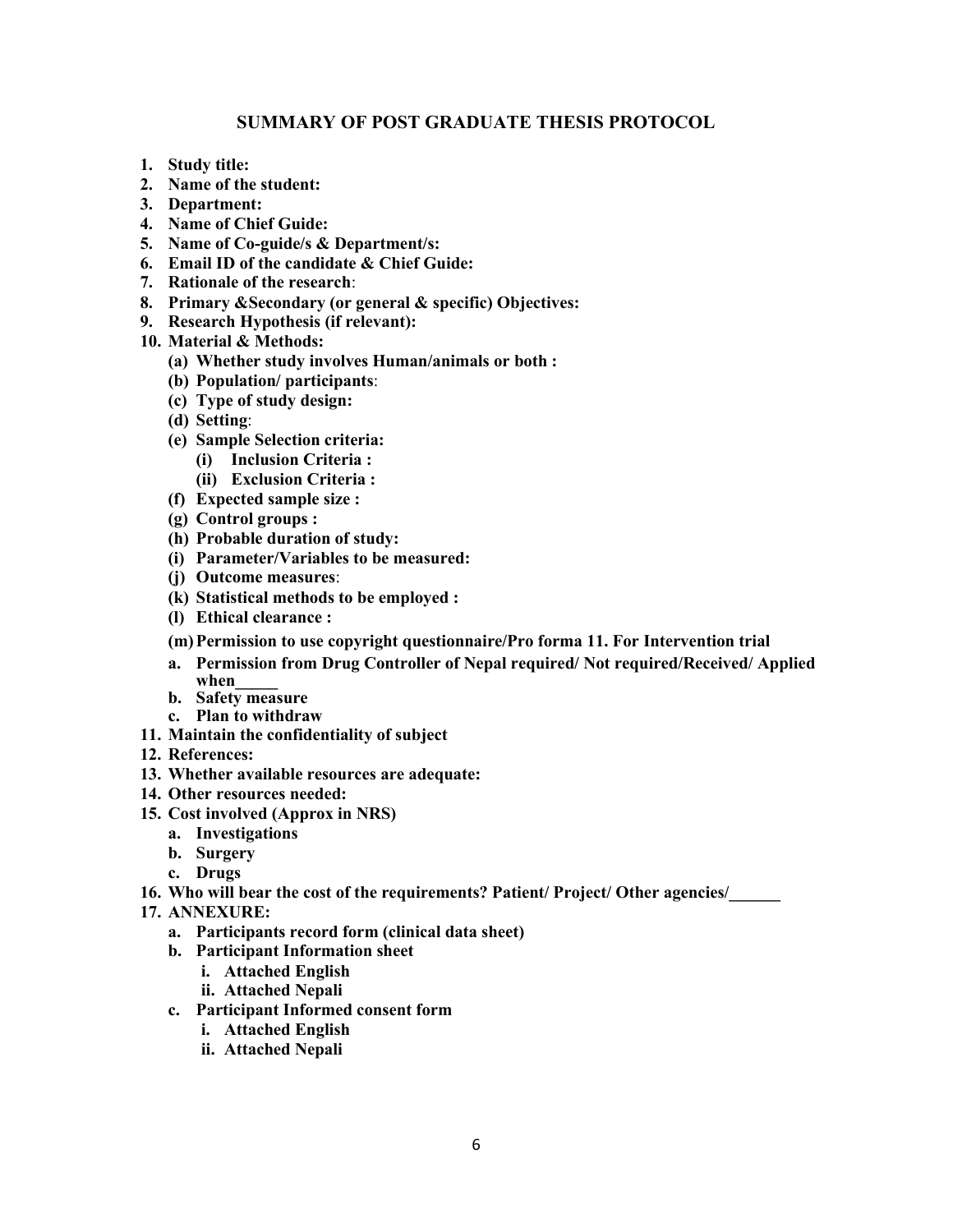## SUMMARY OF POST GRADUATE THESIS PROTOCOL

1. **Study title:**
2. **Name of the student:**
3. **Department:**
4. **Name of Chief Guide:**
5. **Name of Co-guide/s & Department/s:**
6. **Email ID of the candidate & Chief Guide:**
7. **Rationale of the research**:
8. **Primary &Secondary (or general & specific) Objectives:**
9. **Research Hypothesis (if relevant):**
10. **Material & Methods:**
    - **(a) Whether study involves Human/animals or both :**
    - **(b) Population/ participants**:
    - **(c) Type of study design:**
    - **(d) Setting**:
    - **(e) Sample Selection criteria:**
        - **(i) Inclusion Criteria :**
        - **(ii) Exclusion Criteria :**
    - **(f) Expected sample size :**
    - **(g) Control groups :**
    - **(h) Probable duration of study:**
    - **(i) Parameter/Variables to be measured:**
    - **(j) Outcome measures**:
    - **(k) Statistical methods to be employed :**
    - **(l) Ethical clearance :**
    - **(m) Permission to use copyright questionnaire/Pro forma 11. For Intervention trial**
    - **a. Permission from Drug Controller of Nepal required/ Not required/Received/ Applied when_____**
    - **b. Safety measure**
    - **c. Plan to withdraw**
11. **Maintain the confidentiality of subject**
12. **References:**
13. **Whether available resources are adequate:**
14. **Other resources needed:**
15. **Cost involved (Approx in NRS)**
    - **a. Investigations**
    - **b. Surgery**
    - **c. Drugs**
16. **Who will bear the cost of the requirements? Patient/ Project/ Other agencies/______**
17. **ANNEXURE:**
    - **a. Participants record form (clinical data sheet)**
    - **b. Participant Information sheet**
        - **i. Attached English**
        - **ii. Attached Nepali**
    - **c. Participant Informed consent form**
        - **i. Attached English**
        - **ii. Attached Nepali**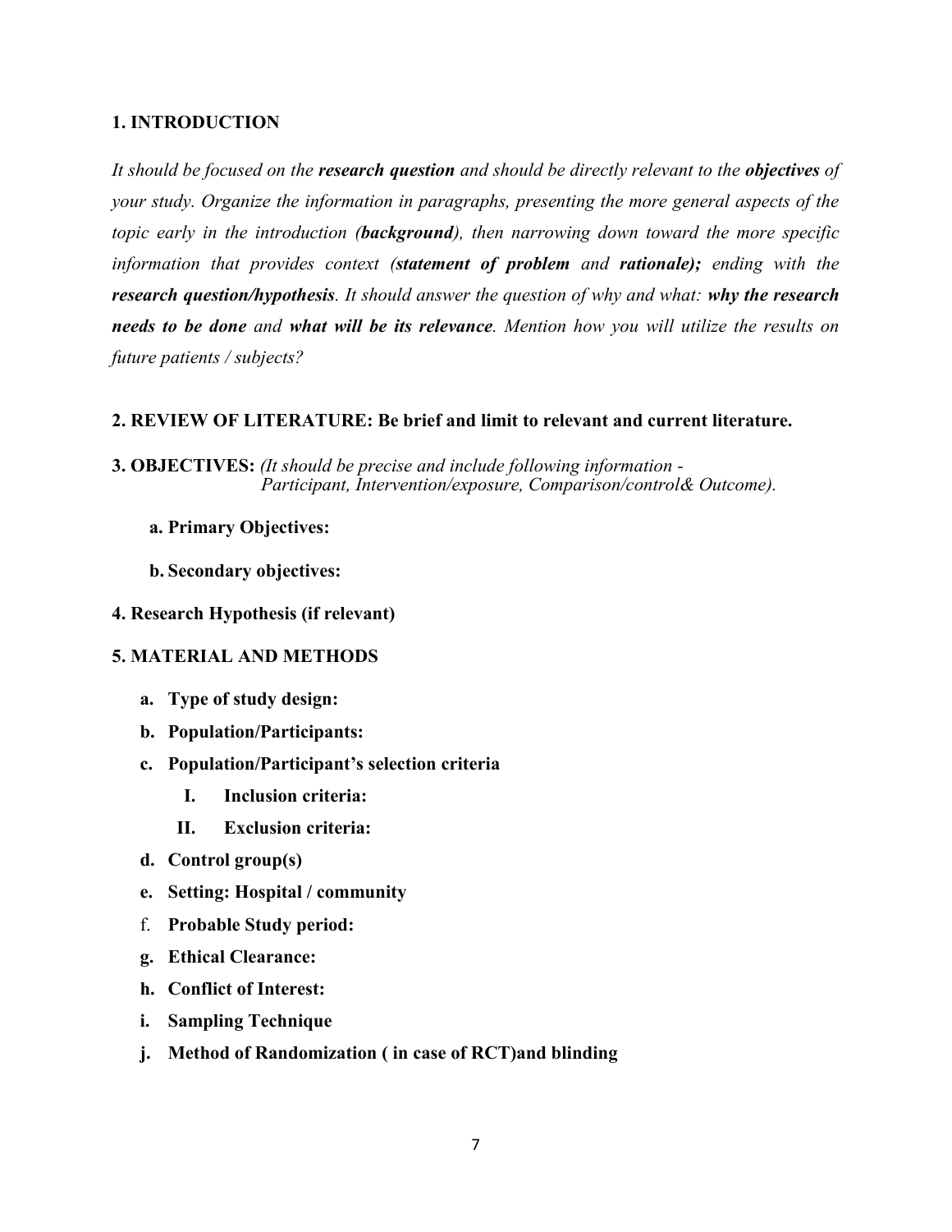**1. INTRODUCTION**

*It should be focused on the* ***research question*** *and should be directly relevant to the* ***objectives*** *of your study. Organize the information in paragraphs, presenting the more general aspects of the topic early in the introduction (****background****), then narrowing down toward the more specific information that provides context (****statement of problem*** *and* ***rationale);*** *ending with the* ***research question/hypothesis****. It should answer the question of why and what:* ***why the research needs to be done*** *and* ***what will be its relevance****. Mention how you will utilize the results on future patients / subjects?*

**2. REVIEW OF LITERATURE: Be brief and limit to relevant and current literature.**

**3. OBJECTIVES:** *(It should be precise and include following information - Participant, Intervention/exposure, Comparison/control& Outcome).*

- **a. Primary Objectives:**
- **b. Secondary objectives:**

**4. Research Hypothesis (if relevant)**

**5. MATERIAL AND METHODS**

- **a. Type of study design:**
- **b. Population/Participants:**
- **c. Population/Participant's selection criteria**
  - **I. Inclusion criteria:**
  - **II. Exclusion criteria:**
- **d. Control group(s)**
- **e. Setting: Hospital / community**
- f. **Probable Study period:**
- **g. Ethical Clearance:**
- **h. Conflict of Interest:**
- **i. Sampling Technique**
- **j. Method of Randomization ( in case of RCT)and blinding**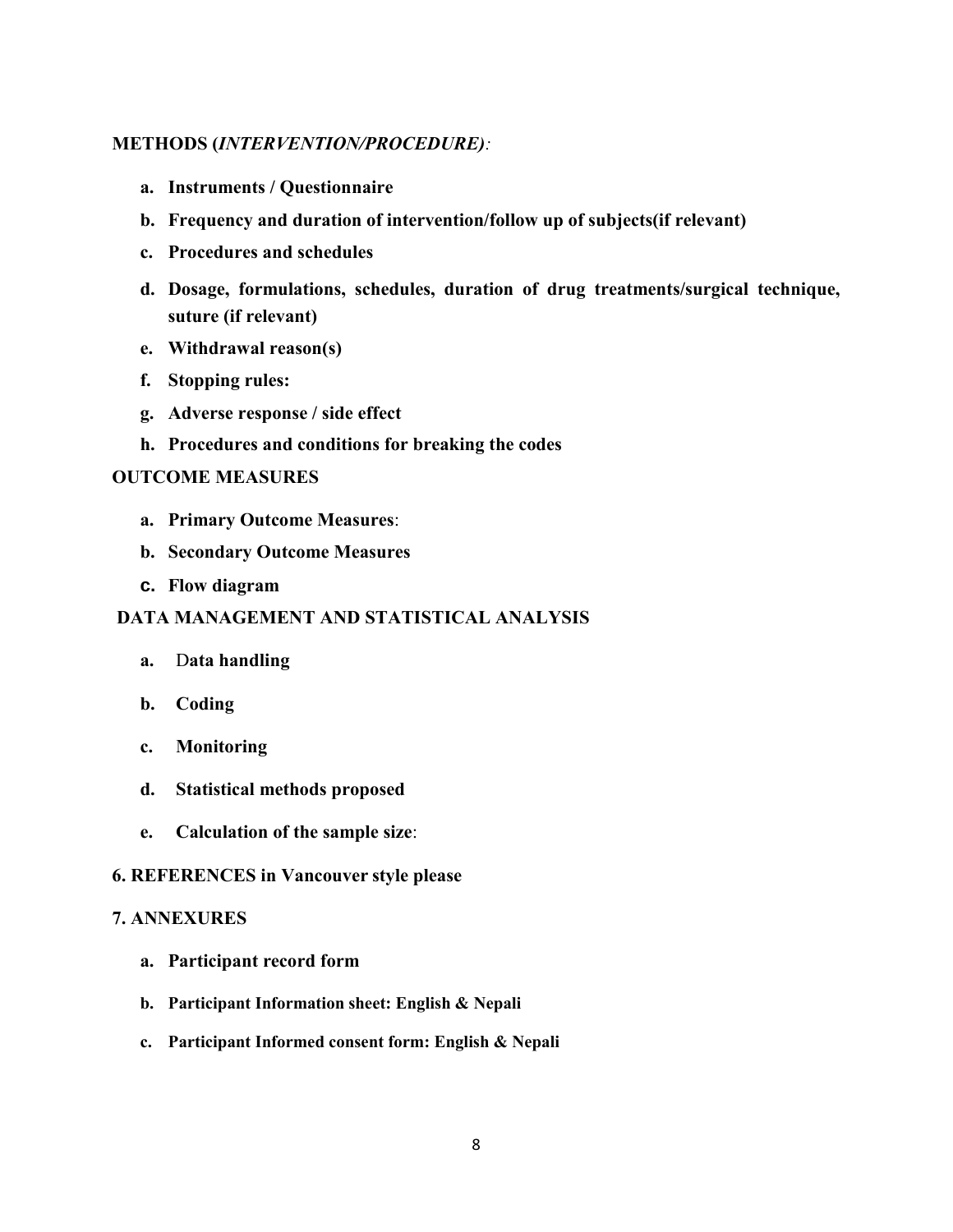**METHODS (*INTERVENTION/PROCEDURE)*:**

a. **Instruments / Questionnaire**

b. **Frequency and duration of intervention/follow up of subjects(if relevant)**

c. **Procedures and schedules**

d. **Dosage, formulations, schedules, duration of drug treatments/surgical technique, suture (if relevant)**

e. **Withdrawal reason(s)**

f. **Stopping rules:**

g. **Adverse response / side effect**

h. **Procedures and conditions for breaking the codes**

**OUTCOME MEASURES**

a. **Primary Outcome Measures**:

b. **Secondary Outcome Measures**

c. **Flow diagram**

**DATA MANAGEMENT AND STATISTICAL ANALYSIS**

a. D**ata handling**

b. **Coding**

c. **Monitoring**

d. **Statistical methods proposed**

e. **Calculation of the sample size**:

**6. REFERENCES in Vancouver style please**

**7. ANNEXURES**

a. **Participant record form**

b. **Participant Information sheet: English & Nepali**

c. **Participant Informed consent form: English & Nepali**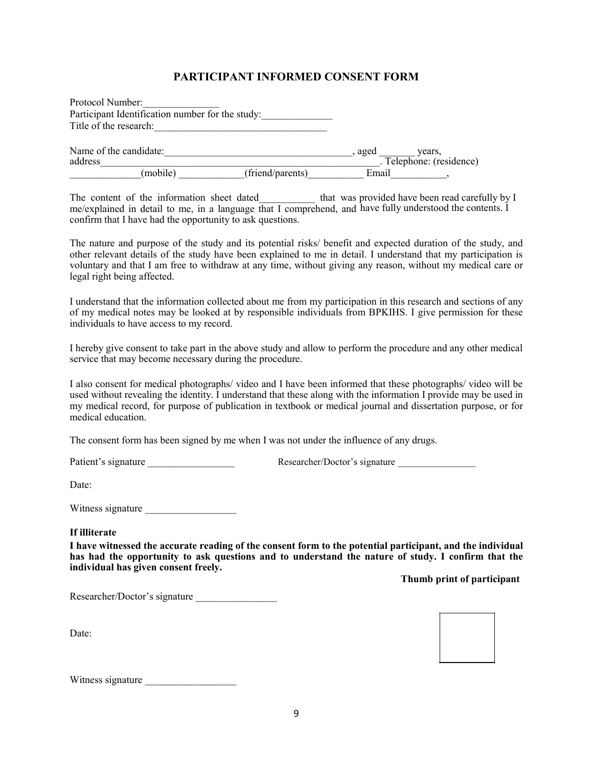## PARTICIPANT INFORMED CONSENT FORM

Protocol Number:_______________
Participant Identification number for the study:______________
Title of the research:__________________________________

Name of the candidate:_____________________________________, aged _______ years, address_______________________________________________________. Telephone: (residence) _____________(mobile) ____________(friend/parents)__________ Email__________,

The content of the information sheet dated__________ that was provided have been read carefully by I me/explained in detail to me, in a language that I comprehend, and have fully understood the contents. I confirm that I have had the opportunity to ask questions.

The nature and purpose of the study and its potential risks/ benefit and expected duration of the study, and other relevant details of the study have been explained to me in detail. I understand that my participation is voluntary and that I am free to withdraw at any time, without giving any reason, without my medical care or legal right being affected.

I understand that the information collected about me from my participation in this research and sections of any of my medical notes may be looked at by responsible individuals from BPKIHS. I give permission for these individuals to have access to my record.

I hereby give consent to take part in the above study and allow to perform the procedure and any other medical service that may become necessary during the procedure.

I also consent for medical photographs/ video and I have been informed that these photographs/ video will be used without revealing the identity. I understand that these along with the information I provide may be used in my medical record, for purpose of publication in textbook or medical journal and dissertation purpose, or for medical education.

The consent form has been signed by me when I was not under the influence of any drugs.

Patient's signature _________________ Researcher/Doctor's signature _______________

Date:

Witness signature __________________

**If illiterate**

**I have witnessed the accurate reading of the consent form to the potential participant, and the individual has had the opportunity to ask questions and to understand the nature of study. I confirm that the individual has given consent freely.**

**Thumb print of participant**

Researcher/Doctor's signature ________________

Date:

Witness signature __________________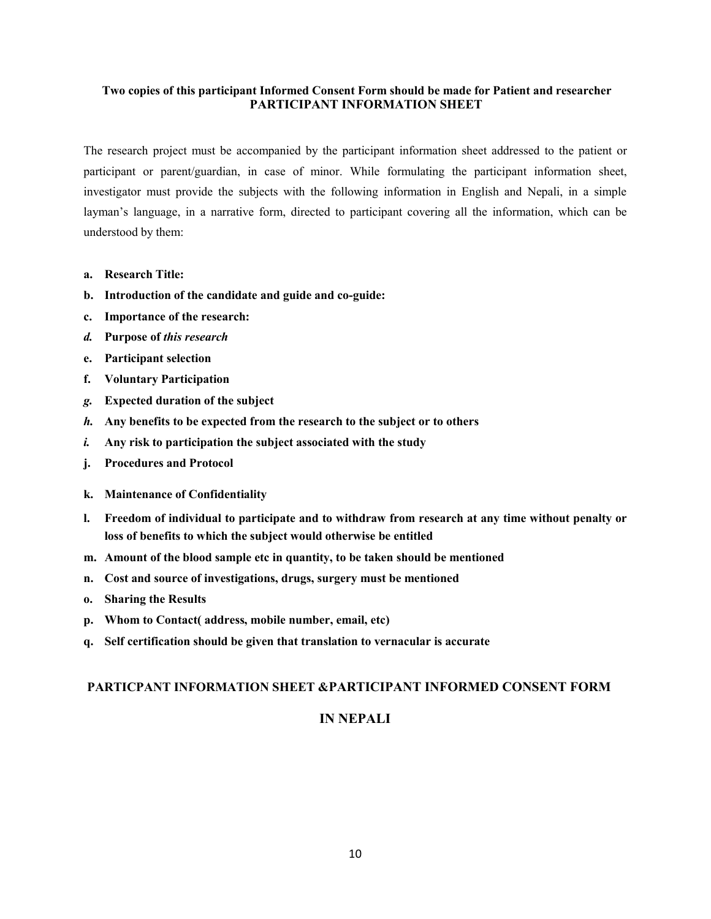**Two copies of this participant Informed Consent Form should be made for Patient and researcher**

## PARTICIPANT INFORMATION SHEET

The research project must be accompanied by the participant information sheet addressed to the patient or participant or parent/guardian, in case of minor. While formulating the participant information sheet, investigator must provide the subjects with the following information in English and Nepali, in a simple layman's language, in a narrative form, directed to participant covering all the information, which can be understood by them:

- **a. Research Title:**
- **b. Introduction of the candidate and guide and co-guide:**
- **c. Importance of the research:**
- ***d.* Purpose of *this research***
- **e. Participant selection**
- **f. Voluntary Participation**
- ***g.* Expected duration of the subject**
- ***h.* Any benefits to be expected from the research to the subject or to others**
- ***i.* Any risk to participation the subject associated with the study**
- **j. Procedures and Protocol**
- **k. Maintenance of Confidentiality**
- **l. Freedom of individual to participate and to withdraw from research at any time without penalty or loss of benefits to which the subject would otherwise be entitled**
- **m. Amount of the blood sample etc in quantity, to be taken should be mentioned**
- **n. Cost and source of investigations, drugs, surgery must be mentioned**
- **o. Sharing the Results**
- **p. Whom to Contact( address, mobile number, email, etc)**
- **q. Self certification should be given that translation to vernacular is accurate**

## PARTICPANT INFORMATION SHEET &PARTICIPANT INFORMED CONSENT FORM

## IN NEPALI